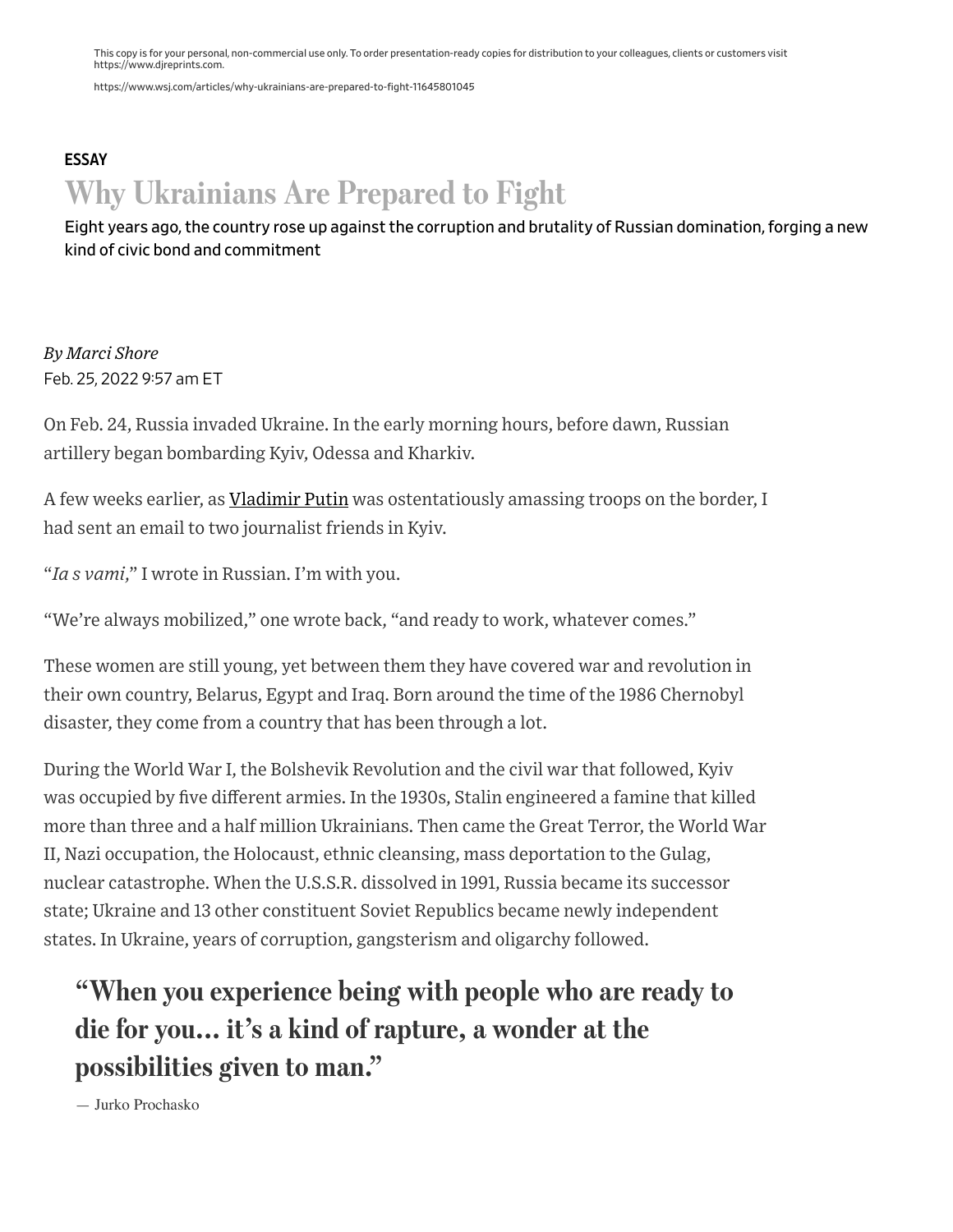This copy is for your personal, non-commercial use only. To order presentation-ready copies for distribution to your colleagues, clients or customers visit https://www.djreprints.com.

https://www.wsj.com/articles/why-ukrainians-are-prepared-to-fight-11645801045

**ESSAY**

# Why Ukrainians Are Prepared to Fight

Eight years ago, the country rose up against the corruption and brutality of Russian domination, forging a new kind of civic bond and commitment

*By Marci Shore*

Feb. 25, 2022 9:57 am ET

On Feb. 24, Russia invaded Ukraine. In the early morning hours, before dawn, Russian artillery began bombarding Kyiv, Odessa and Kharkiv.

A few weeks earlier, as Vladimir Putin was ostentatiously amassing troops on the border, I had sent an email to two journalist friends in Kyiv.

"*Ia s vami*," I wrote in Russian. I'm with you.

"We're always mobilized," one wrote back, "and ready to work, whatever comes."

These women are still young, yet between them they have covered war and revolution in their own country, Belarus, Egypt and Iraq. Born around the time of the 1986 Chernobyl disaster, they come from a country that has been through a lot.

During the World War I, the Bolshevik Revolution and the civil war that followed, Kyiv was occupied by five different armies. In the 1930s, Stalin engineered a famine that killed more than three and a half million Ukrainians. Then came the Great Terror, the World War II, Nazi occupation, the Holocaust, ethnic cleansing, mass deportation to the Gulag, nuclear catastrophe. When the U.S.S.R. dissolved in 1991, Russia became its successor state; Ukraine and 13 other constituent Soviet Republics became newly independent states. In Ukraine, years of corruption, gangsterism and oligarchy followed.

> **"When you experience being with people who are ready to die for you... it's a kind of rapture, a wonder at the possibilities given to man."**
>
> — Jurko Prochasko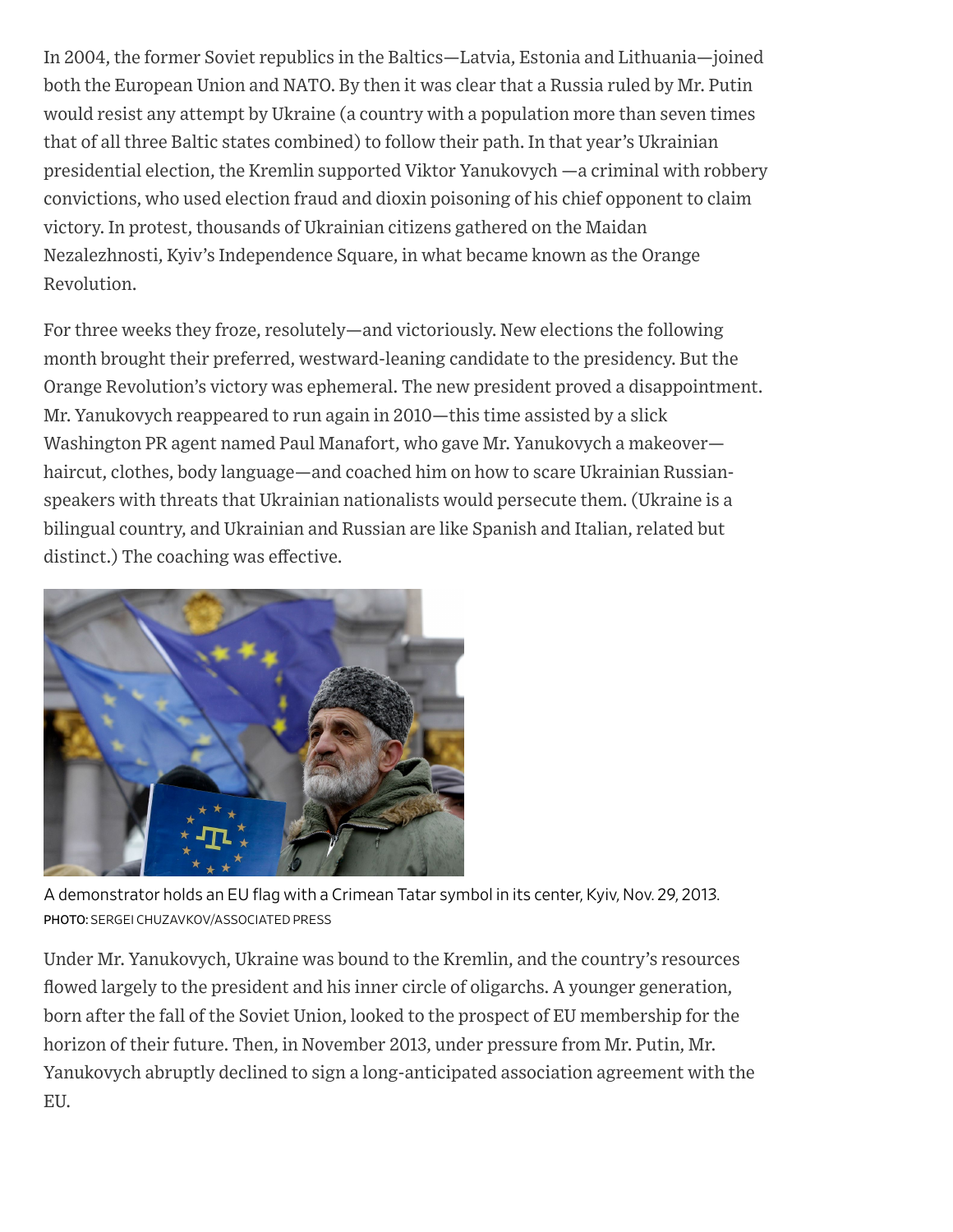In 2004, the former Soviet republics in the Baltics—Latvia, Estonia and Lithuania—joined both the European Union and NATO. By then it was clear that a Russia ruled by Mr. Putin would resist any attempt by Ukraine (a country with a population more than seven times that of all three Baltic states combined) to follow their path. In that year's Ukrainian presidential election, the Kremlin supported Viktor Yanukovych —a criminal with robbery convictions, who used election fraud and dioxin poisoning of his chief opponent to claim victory. In protest, thousands of Ukrainian citizens gathered on the Maidan Nezalezhnosti, Kyiv's Independence Square, in what became known as the Orange Revolution.

For three weeks they froze, resolutely—and victoriously. New elections the following month brought their preferred, westward-leaning candidate to the presidency. But the Orange Revolution's victory was ephemeral. The new president proved a disappointment. Mr. Yanukovych reappeared to run again in 2010—this time assisted by a slick Washington PR agent named Paul Manafort, who gave Mr. Yanukovych a makeover—haircut, clothes, body language—and coached him on how to scare Ukrainian Russian-speakers with threats that Ukrainian nationalists would persecute them. (Ukraine is a bilingual country, and Ukrainian and Russian are like Spanish and Italian, related but distinct.) The coaching was effective.

A demonstrator holds an EU flag with a Crimean Tatar symbol in its center, Kyiv, Nov. 29, 2013.
PHOTO: SERGEI CHUZAVKOV/ASSOCIATED PRESS

Under Mr. Yanukovych, Ukraine was bound to the Kremlin, and the country's resources flowed largely to the president and his inner circle of oligarchs. A younger generation, born after the fall of the Soviet Union, looked to the prospect of EU membership for the horizon of their future. Then, in November 2013, under pressure from Mr. Putin, Mr. Yanukovych abruptly declined to sign a long-anticipated association agreement with the EU.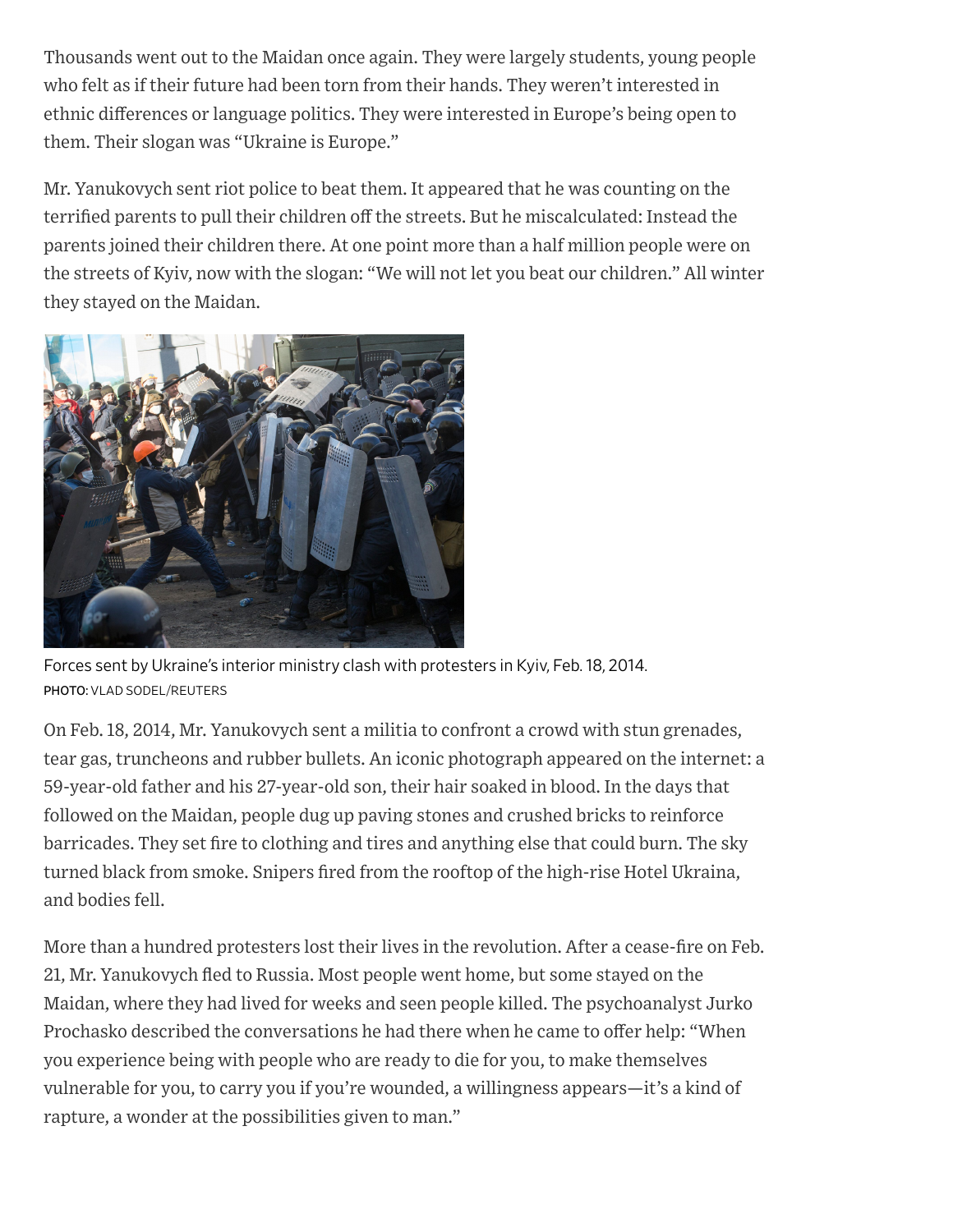Thousands went out to the Maidan once again. They were largely students, young people who felt as if their future had been torn from their hands. They weren't interested in ethnic differences or language politics. They were interested in Europe's being open to them. Their slogan was "Ukraine is Europe."

Mr. Yanukovych sent riot police to beat them. It appeared that he was counting on the terrified parents to pull their children off the streets. But he miscalculated: Instead the parents joined their children there. At one point more than a half million people were on the streets of Kyiv, now with the slogan: "We will not let you beat our children." All winter they stayed on the Maidan.

Forces sent by Ukraine's interior ministry clash with protesters in Kyiv, Feb. 18, 2014.
PHOTO: VLAD SODEL/REUTERS

On Feb. 18, 2014, Mr. Yanukovych sent a militia to confront a crowd with stun grenades, tear gas, truncheons and rubber bullets. An iconic photograph appeared on the internet: a 59-year-old father and his 27-year-old son, their hair soaked in blood. In the days that followed on the Maidan, people dug up paving stones and crushed bricks to reinforce barricades. They set fire to clothing and tires and anything else that could burn. The sky turned black from smoke. Snipers fired from the rooftop of the high-rise Hotel Ukraina, and bodies fell.

More than a hundred protesters lost their lives in the revolution. After a cease-fire on Feb. 21, Mr. Yanukovych fled to Russia. Most people went home, but some stayed on the Maidan, where they had lived for weeks and seen people killed. The psychoanalyst Jurko Prochasko described the conversations he had there when he came to offer help: "When you experience being with people who are ready to die for you, to make themselves vulnerable for you, to carry you if you're wounded, a willingness appears—it's a kind of rapture, a wonder at the possibilities given to man."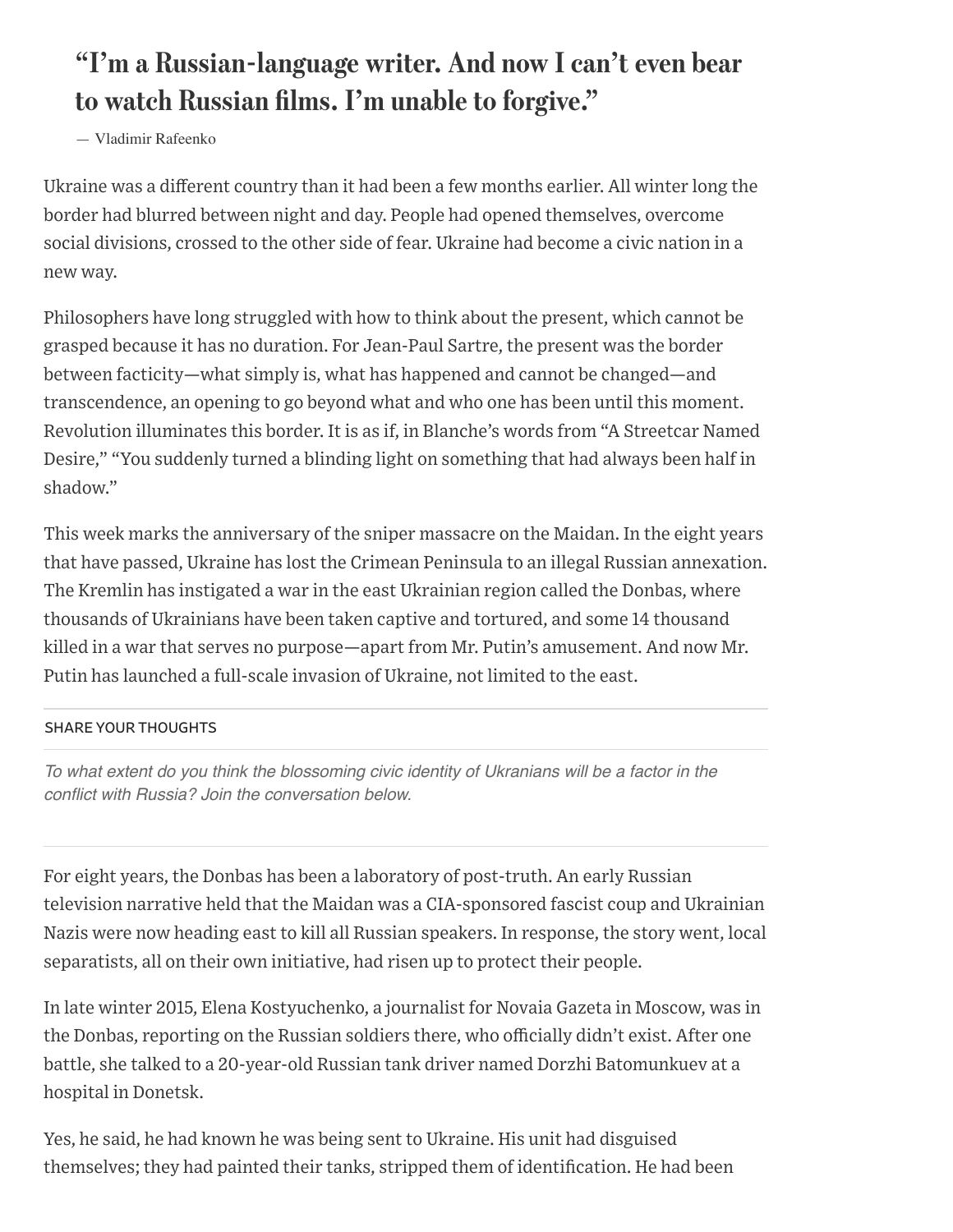> **"I'm a Russian-language writer. And now I can't even bear to watch Russian films. I'm unable to forgive."**
>
> — Vladimir Rafeenko

Ukraine was a different country than it had been a few months earlier. All winter long the border had blurred between night and day. People had opened themselves, overcome social divisions, crossed to the other side of fear. Ukraine had become a civic nation in a new way.

Philosophers have long struggled with how to think about the present, which cannot be grasped because it has no duration. For Jean-Paul Sartre, the present was the border between facticity—what simply is, what has happened and cannot be changed—and transcendence, an opening to go beyond what and who one has been until this moment. Revolution illuminates this border. It is as if, in Blanche's words from "A Streetcar Named Desire," "You suddenly turned a blinding light on something that had always been half in shadow."

This week marks the anniversary of the sniper massacre on the Maidan. In the eight years that have passed, Ukraine has lost the Crimean Peninsula to an illegal Russian annexation. The Kremlin has instigated a war in the east Ukrainian region called the Donbas, where thousands of Ukrainians have been taken captive and tortured, and some 14 thousand killed in a war that serves no purpose—apart from Mr. Putin's amusement. And now Mr. Putin has launched a full-scale invasion of Ukraine, not limited to the east.

SHARE YOUR THOUGHTS

*To what extent do you think the blossoming civic identity of Ukranians will be a factor in the conflict with Russia? Join the conversation below.*

For eight years, the Donbas has been a laboratory of post-truth. An early Russian television narrative held that the Maidan was a CIA-sponsored fascist coup and Ukrainian Nazis were now heading east to kill all Russian speakers. In response, the story went, local separatists, all on their own initiative, had risen up to protect their people.

In late winter 2015, Elena Kostyuchenko, a journalist for Novaia Gazeta in Moscow, was in the Donbas, reporting on the Russian soldiers there, who officially didn't exist. After one battle, she talked to a 20-year-old Russian tank driver named Dorzhi Batomunkuev at a hospital in Donetsk.

Yes, he said, he had known he was being sent to Ukraine. His unit had disguised themselves; they had painted their tanks, stripped them of identification. He had been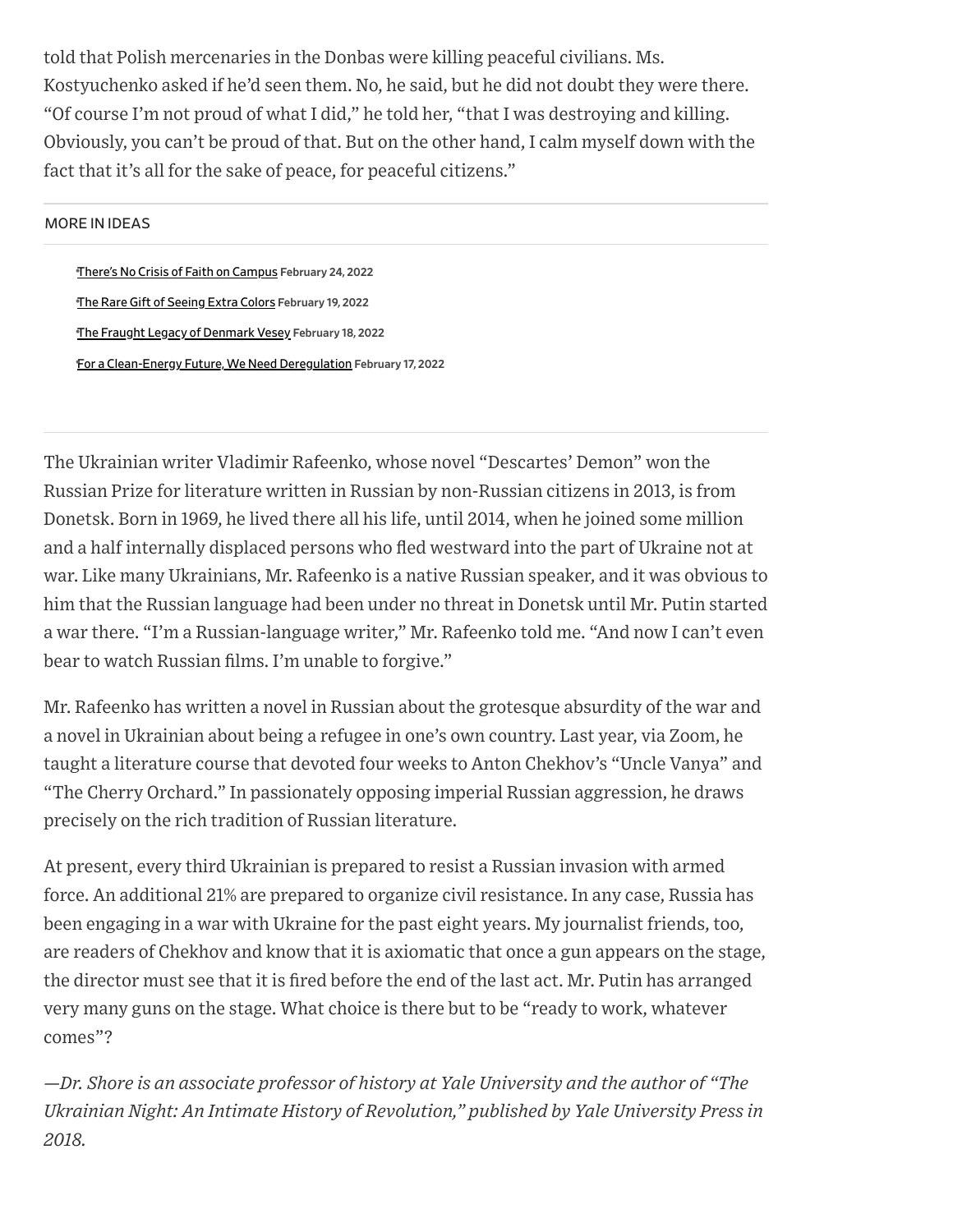told that Polish mercenaries in the Donbas were killing peaceful civilians. Ms. Kostyuchenko asked if he'd seen them. No, he said, but he did not doubt they were there. "Of course I'm not proud of what I did," he told her, "that I was destroying and killing. Obviously, you can't be proud of that. But on the other hand, I calm myself down with the fact that it's all for the sake of peace, for peaceful citizens."

The Ukrainian writer Vladimir Rafeenko, whose novel "Descartes' Demon" won the Russian Prize for literature written in Russian by non-Russian citizens in 2013, is from Donetsk. Born in 1969, he lived there all his life, until 2014, when he joined some million and a half internally displaced persons who fled westward into the part of Ukraine not at war. Like many Ukrainians, Mr. Rafeenko is a native Russian speaker, and it was obvious to him that the Russian language had been under no threat in Donetsk until Mr. Putin started a war there. "I'm a Russian-language writer," Mr. Rafeenko told me. "And now I can't even bear to watch Russian films. I'm unable to forgive."

Mr. Rafeenko has written a novel in Russian about the grotesque absurdity of the war and a novel in Ukrainian about being a refugee in one's own country. Last year, via Zoom, he taught a literature course that devoted four weeks to Anton Chekhov's "Uncle Vanya" and "The Cherry Orchard." In passionately opposing imperial Russian aggression, he draws precisely on the rich tradition of Russian literature.

At present, every third Ukrainian is prepared to resist a Russian invasion with armed force. An additional 21% are prepared to organize civil resistance. In any case, Russia has been engaging in a war with Ukraine for the past eight years. My journalist friends, too, are readers of Chekhov and know that it is axiomatic that once a gun appears on the stage, the director must see that it is fired before the end of the last act. Mr. Putin has arranged very many guns on the stage. What choice is there but to be "ready to work, whatever comes"?

*—Dr. Shore is an associate professor of history at Yale University and the author of "The Ukrainian Night: An Intimate History of Revolution," published by Yale University Press in 2018.*